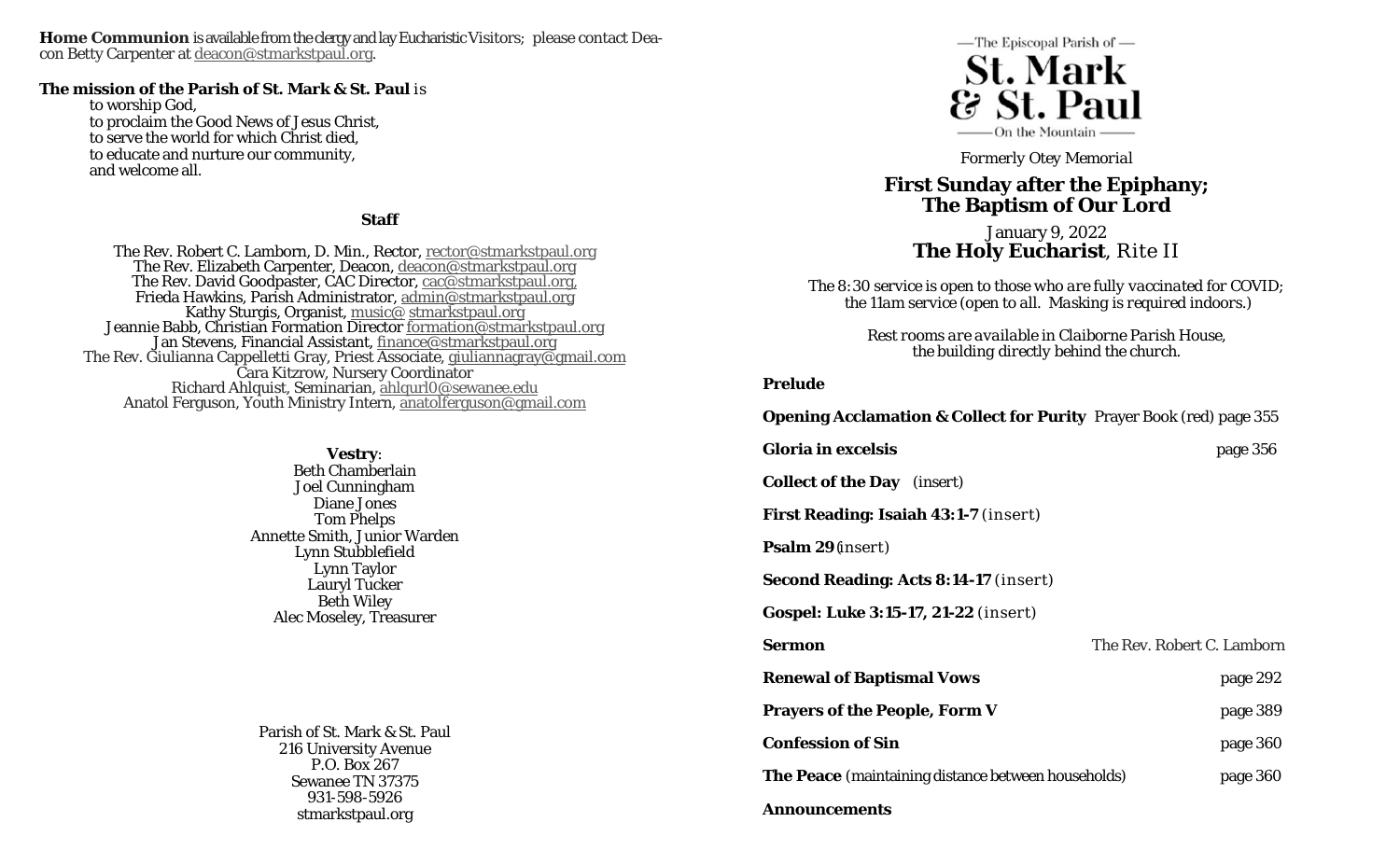**Home Communion** is available from the clergy and lay Eucharistic Visitors; please contact Deacon Betty Carpenter at deacon@stmarkstpaul.org.

**The mission of the Parish of St. Mark & St. Paul** is
to worship God,
to proclaim the Good News of Jesus Christ,
to serve the world for which Christ died,
to educate and nurture our community,
and welcome all.

**Staff**

The Rev. Robert C. Lamborn, D. Min., Rector, rector@stmarkstpaul.org
The Rev. Elizabeth Carpenter, Deacon, deacon@stmarkstpaul.org
The Rev. David Goodpaster, CAC Director, cac@stmarkstpaul.org,
Frieda Hawkins, Parish Administrator, admin@stmarkstpaul.org
Kathy Sturgis, Organist, music@ stmarkstpaul.org
Jeannie Babb, Christian Formation Director formation@stmarkstpaul.org
Jan Stevens, Financial Assistant, finance@stmarkstpaul.org
The Rev. Giulianna Cappelletti Gray, Priest Associate, giuliannagray@gmail.com
Cara Kitzrow, Nursery Coordinator
Richard Ahlquist, Seminarian, ahlqurl0@sewanee.edu
Anatol Ferguson, Youth Ministry Intern, anatolferguson@gmail.com

**Vestry**:
Beth Chamberlain
Joel Cunningham
Diane Jones
Tom Phelps
Annette Smith, Junior Warden
Lynn Stubblefield
Lynn Taylor
Lauryl Tucker
Beth Wiley
Alec Moseley, Treasurer

Parish of St. Mark & St. Paul
216 University Avenue
P.O. Box 267
Sewanee TN 37375
931-598-5926
stmarkstpaul.org

—The Episcopal Parish of —
**St. Mark & St. Paul**
—On the Mountain—

Formerly Otey Memorial

# First Sunday after the Epiphany; The Baptism of Our Lord

January 9, 2022
**The Holy Eucharist**, Rite II

*The 8:30 service is open to those who are fully vaccinated for COVID; the 11am service (open to all. Masking is required indoors.)*

*Rest rooms are available in Claiborne Parish House, the building directly behind the church.*

**Prelude**

**Opening Acclamation & Collect for Purity** Prayer Book (red) page 355

**Gloria in excelsis** page 356

**Collect of the Day** (insert)

**First Reading: Isaiah 43:1-7** (insert)

**Psalm 29** (insert)

**Second Reading: Acts 8:14-17** (insert)

**Gospel: Luke 3:15-17, 21-22** (insert)

**Sermon** The Rev. Robert C. Lamborn

**Renewal of Baptismal Vows** page 292

**Prayers of the People, Form V** page 389

**Confession of Sin** page 360

**The Peace** (maintaining distance between households) page 360

**Announcements**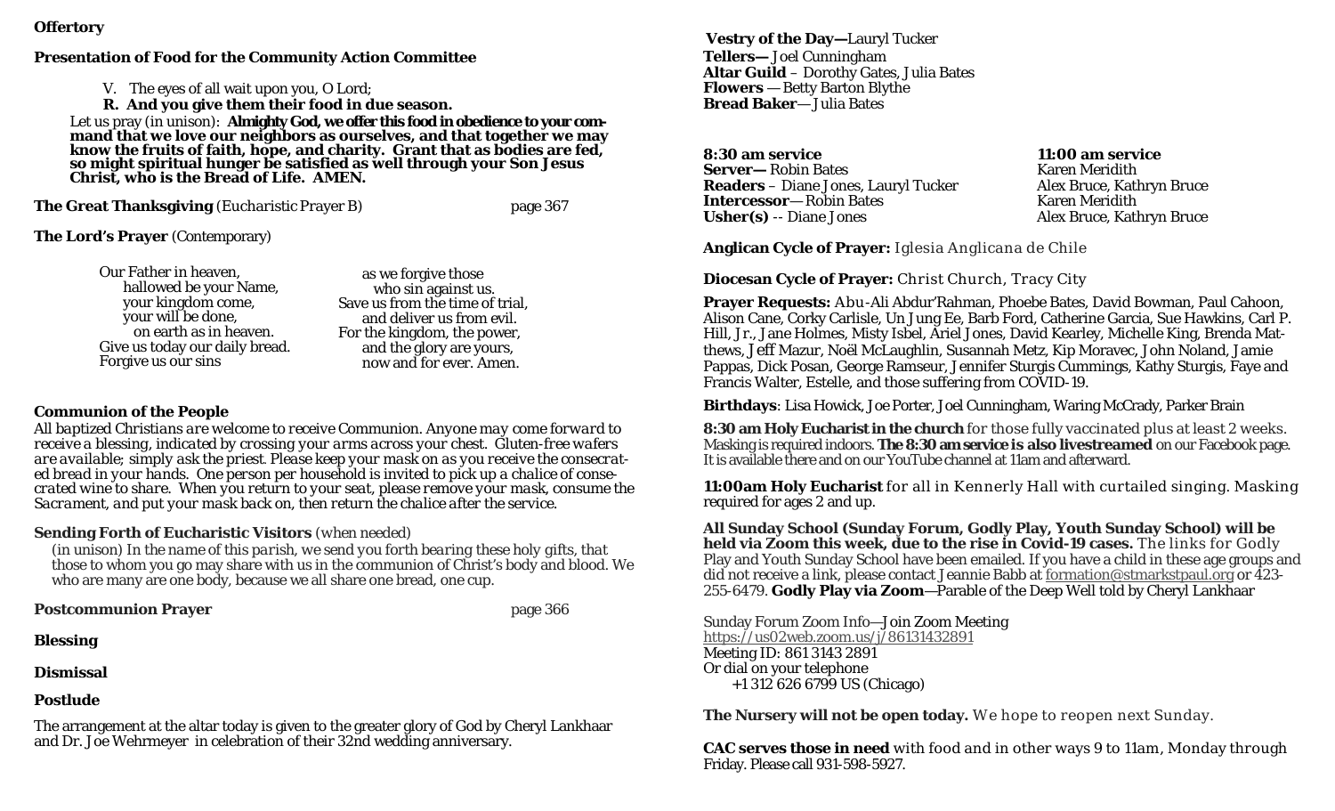**Offertory**

**Presentation of Food for the Community Action Committee**

V. The eyes of all wait upon you, O Lord;
**R. And you give them their food in due season.**

Let us pray (in unison): **Almighty God, we offer this food in obedience to your command that we love our neighbors as ourselves, and that together we may know the fruits of faith, hope, and charity. Grant that as bodies are fed, so might spiritual hunger be satisfied as well through your Son Jesus Christ, who is the Bread of Life. AMEN.**

**The Great Thanksgiving** (Eucharistic Prayer B) page 367

**The Lord's Prayer** (Contemporary)

Our Father in heaven,
hallowed be your Name,
your kingdom come,
your will be done,
on earth as in heaven.
Give us today our daily bread.
Forgive us our sins
as we forgive those
who sin against us.
Save us from the time of trial,
and deliver us from evil.
For the kingdom, the power,
and the glory are yours,
now and for ever. Amen.

**Communion of the People**

*All baptized Christians are welcome to receive Communion. Anyone may come forward to receive a blessing, indicated by crossing your arms across your chest. Gluten-free wafers are available; simply ask the priest. Please keep your mask on as you receive the consecrated bread in your hands. One person per household is invited to pick up a chalice of consecrated wine to share. When you return to your seat, please remove your mask, consume the Sacrament, and put your mask back on, then return the chalice after the service.*

**Sending Forth of Eucharistic Visitors** (when needed)

(in unison) *In the name of this parish, we send you forth bearing these holy gifts, that those to whom you go may share with us in the communion of Christ's body and blood. We who are many are one body, because we all share one bread, one cup.*

**Postcommunion Prayer** page 366

**Blessing**

**Dismissal**

**Postlude**

The arrangement at the altar today is given to the greater glory of God by Cheryl Lankhaar and Dr. Joe Wehrmeyer in celebration of their 32nd wedding anniversary.

**Vestry of the Day—**Lauryl Tucker
**Tellers—** Joel Cunningham
**Altar Guild** – Dorothy Gates, Julia Bates
**Flowers** —Betty Barton Blythe
**Bread Baker**—Julia Bates

| | **8:30 am service** | **11:00 am service** |
|---|---|---|
| **Server—** | Robin Bates | Karen Meridith |
| **Readers** – | Diane Jones, Lauryl Tucker | Alex Bruce, Kathryn Bruce |
| **Intercessor**— | Robin Bates | Karen Meridith |
| **Usher(s)** -- | Diane Jones | Alex Bruce, Kathryn Bruce |

**Anglican Cycle of Prayer:** Iglesia Anglicana de Chile

**Diocesan Cycle of Prayer:** Christ Church, Tracy City

**Prayer Requests:** Abu-Ali Abdur'Rahman, Phoebe Bates, David Bowman, Paul Cahoon, Alison Cane, Corky Carlisle, Un Jung Ee, Barb Ford, Catherine Garcia, Sue Hawkins, Carl P. Hill, Jr., Jane Holmes, Misty Isbel, Ariel Jones, David Kearley, Michelle King, Brenda Matthews, Jeff Mazur, Noël McLaughlin, Susannah Metz, Kip Moravec, John Noland, Jamie Pappas, Dick Posan, George Ramseur, Jennifer Sturgis Cummings, Kathy Sturgis, Faye and Francis Walter, Estelle, and those suffering from COVID-19.

**Birthdays**: Lisa Howick, Joe Porter, Joel Cunningham, Waring McCrady, Parker Brain

**8:30 am Holy Eucharist in the church** for those fully vaccinated plus at least 2 weeks. Masking is required indoors. **The 8:30 am service is also livestreamed** on our Facebook page. It is available there and on our YouTube channel at 11am and afterward.

**11:00am Holy Eucharist** for all in Kennerly Hall with curtailed singing. Masking required for ages 2 and up.

**All Sunday School (Sunday Forum, Godly Play, Youth Sunday School) will be held via Zoom this week, due to the rise in Covid-19 cases.** The links for Godly Play and Youth Sunday School have been emailed. If you have a child in these age groups and did not receive a link, please contact Jeannie Babb at formation@stmarkstpaul.org or 423-255-6479. **Godly Play via Zoom**—Parable of the Deep Well told by Cheryl Lankhaar

Sunday Forum Zoom Info—Join Zoom Meeting
https://us02web.zoom.us/j/86131432891
Meeting ID: 861 3143 2891
Or dial on your telephone
+1 312 626 6799 US (Chicago)

**The Nursery will not be open today.** We hope to reopen next Sunday.

**CAC serves those in need** with food and in other ways 9 to 11am, Monday through Friday. Please call 931-598-5927.